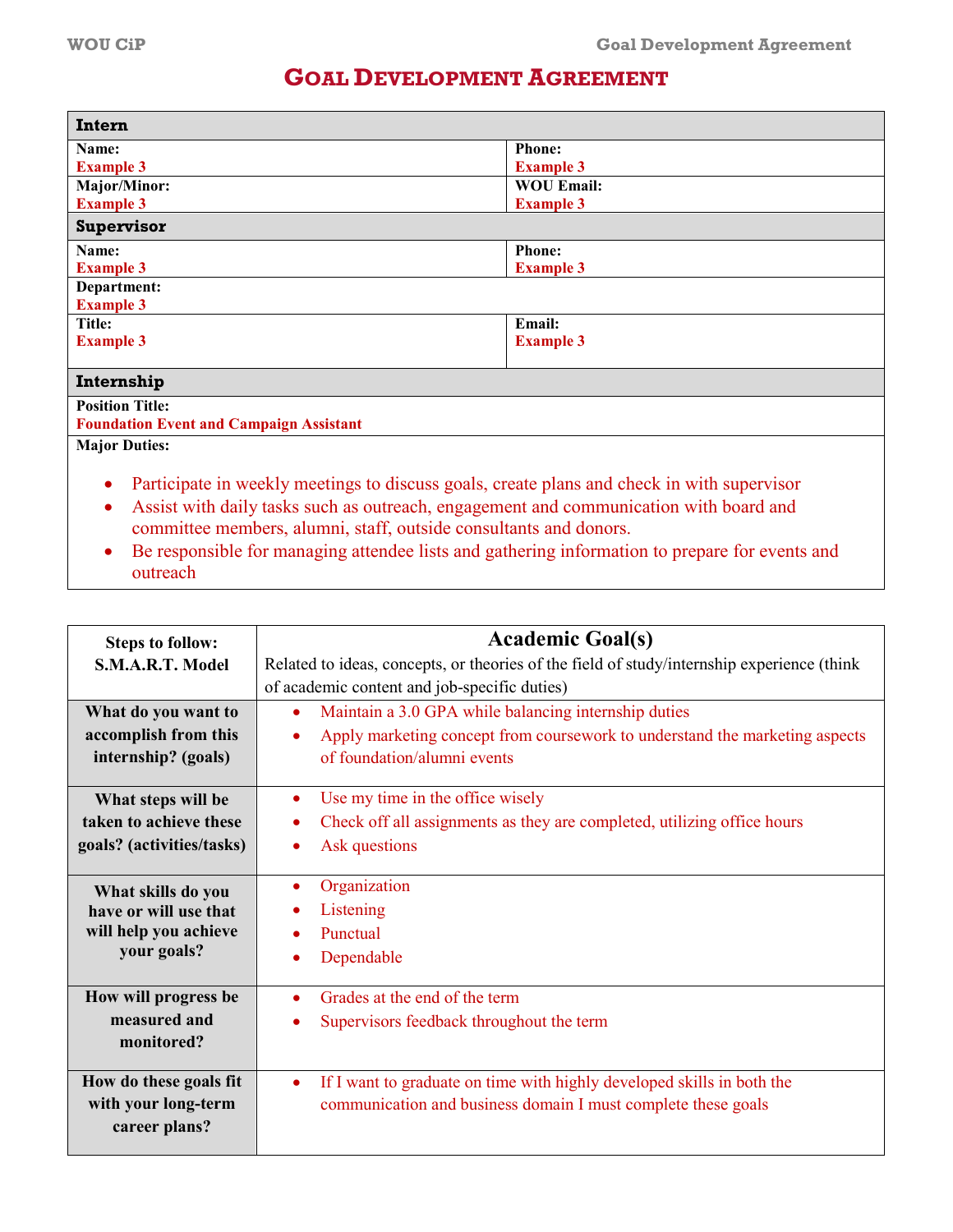# GOAL DEVELOPMENT AGREEMENT

| **Intern** | |
|---|---|
| **Name:** Example 3 | **Phone:** Example 3 |
| **Major/Minor:** Example 3 | **WOU Email:** Example 3 |
| **Supervisor** | |
| **Name:** Example 3 | **Phone:** Example 3 |
| **Department:** Example 3 | |
| **Title:** Example 3 | **Email:** Example 3 |
| **Internship** | |
| **Position Title:** Foundation Event and Campaign Assistant | |
| **Major Duties:** <br>• Participate in weekly meetings to discuss goals, create plans and check in with supervisor<br>• Assist with daily tasks such as outreach, engagement and communication with board and committee members, alumni, staff, outside consultants and donors.<br>• Be responsible for managing attendee lists and gathering information to prepare for events and outreach | |

| Steps to follow: S.M.A.R.T. Model | **Academic Goal(s)**<br>Related to ideas, concepts, or theories of the field of study/internship experience (think of academic content and job-specific duties) |
|---|---|
| **What do you want to accomplish from this internship? (goals)** | • Maintain a 3.0 GPA while balancing internship duties<br>• Apply marketing concept from coursework to understand the marketing aspects of foundation/alumni events |
| **What steps will be taken to achieve these goals? (activities/tasks)** | • Use my time in the office wisely<br>• Check off all assignments as they are completed, utilizing office hours<br>• Ask questions |
| **What skills do you have or will use that will help you achieve your goals?** | • Organization<br>• Listening<br>• Punctual<br>• Dependable |
| **How will progress be measured and monitored?** | • Grades at the end of the term<br>• Supervisors feedback throughout the term |
| **How do these goals fit with your long-term career plans?** | • If I want to graduate on time with highly developed skills in both the communication and business domain I must complete these goals |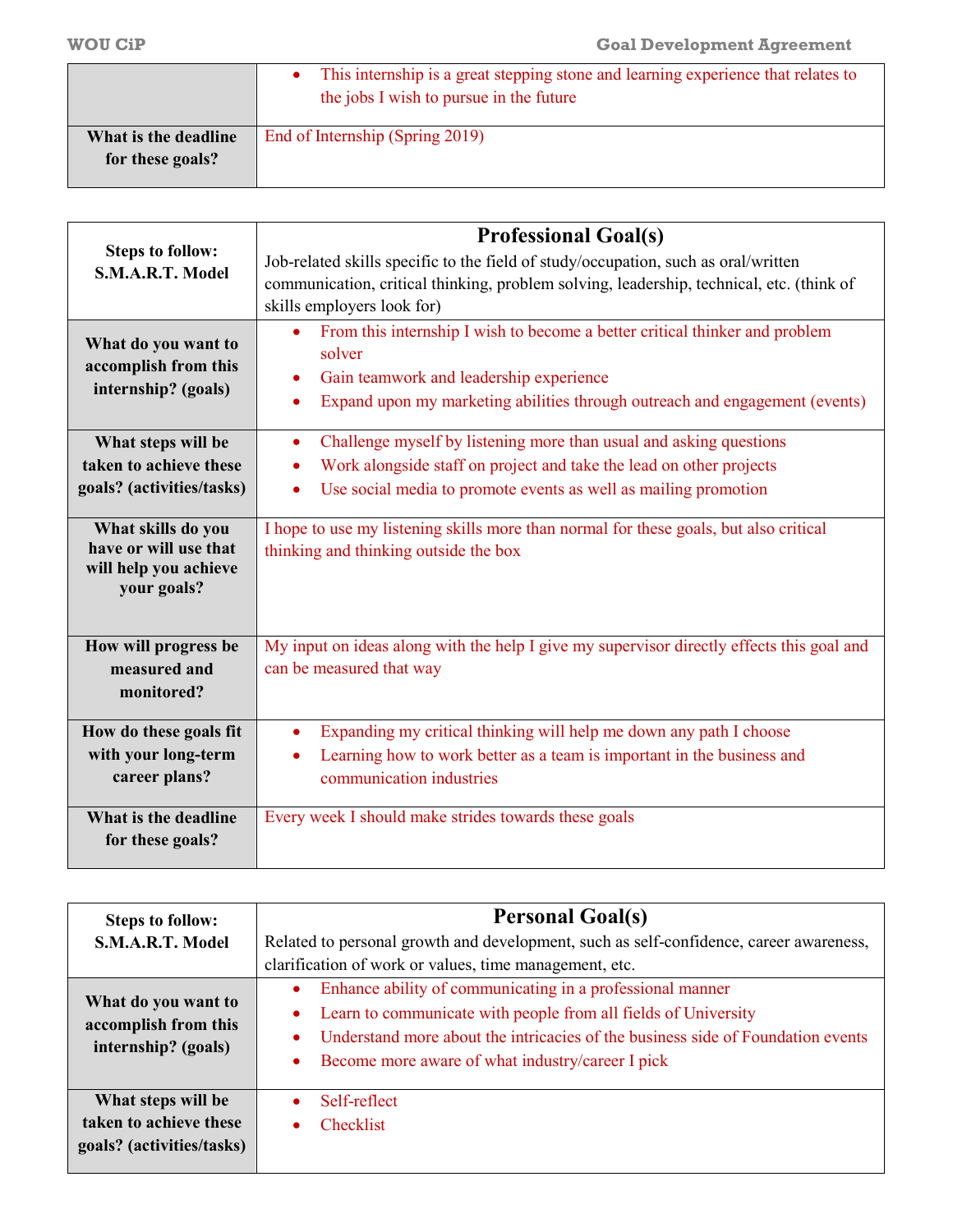| | |
|---|---|
| | • This internship is a great stepping stone and learning experience that relates to the jobs I wish to pursue in the future |
| **What is the deadline for these goals?** | End of Internship (Spring 2019) |

| **Steps to follow: S.M.A.R.T. Model** | **Professional Goal(s)**<br>Job-related skills specific to the field of study/occupation, such as oral/written communication, critical thinking, problem solving, leadership, technical, etc. (think of skills employers look for) |
|---|---|
| **What do you want to accomplish from this internship? (goals)** | • From this internship I wish to become a better critical thinker and problem solver<br>• Gain teamwork and leadership experience<br>• Expand upon my marketing abilities through outreach and engagement (events) |
| **What steps will be taken to achieve these goals? (activities/tasks)** | • Challenge myself by listening more than usual and asking questions<br>• Work alongside staff on project and take the lead on other projects<br>• Use social media to promote events as well as mailing promotion |
| **What skills do you have or will use that will help you achieve your goals?** | I hope to use my listening skills more than normal for these goals, but also critical thinking and thinking outside the box |
| **How will progress be measured and monitored?** | My input on ideas along with the help I give my supervisor directly effects this goal and can be measured that way |
| **How do these goals fit with your long-term career plans?** | • Expanding my critical thinking will help me down any path I choose<br>• Learning how to work better as a team is important in the business and communication industries |
| **What is the deadline for these goals?** | Every week I should make strides towards these goals |

| **Steps to follow: S.M.A.R.T. Model** | **Personal Goal(s)**<br>Related to personal growth and development, such as self-confidence, career awareness, clarification of work or values, time management, etc. |
|---|---|
| **What do you want to accomplish from this internship? (goals)** | • Enhance ability of communicating in a professional manner<br>• Learn to communicate with people from all fields of University<br>• Understand more about the intricacies of the business side of Foundation events<br>• Become more aware of what industry/career I pick |
| **What steps will be taken to achieve these goals? (activities/tasks)** | • Self-reflect<br>• Checklist |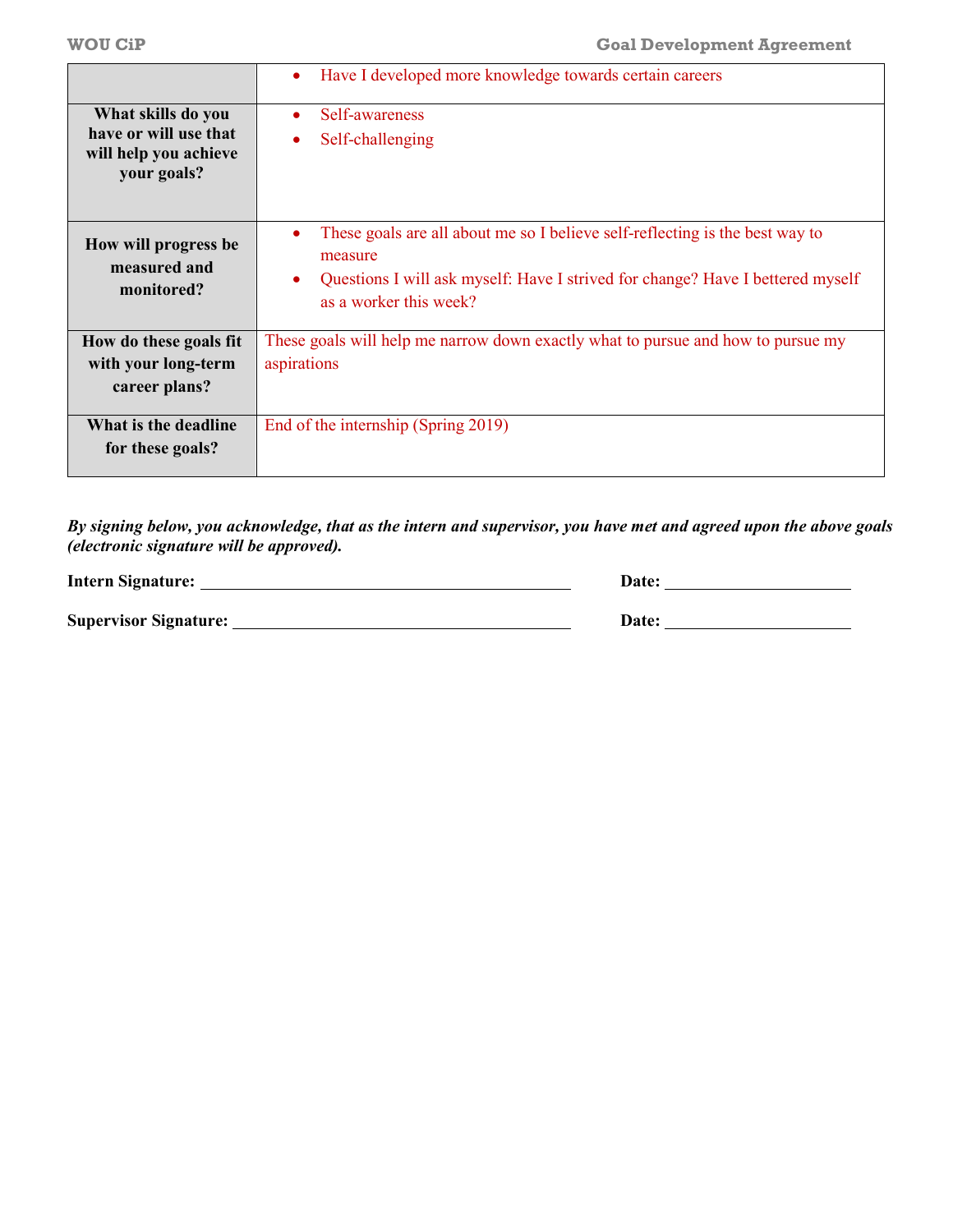| | |
|---|---|
| | • Have I developed more knowledge towards certain careers |
| **What skills do you have or will use that will help you achieve your goals?** | • Self-awareness<br>• Self-challenging |
| **How will progress be measured and monitored?** | • These goals are all about me so I believe self-reflecting is the best way to measure<br>• Questions I will ask myself: Have I strived for change? Have I bettered myself as a worker this week? |
| **How do these goals fit with your long-term career plans?** | These goals will help me narrow down exactly what to pursue and how to pursue my aspirations |
| **What is the deadline for these goals?** | End of the internship (Spring 2019) |

***By signing below, you acknowledge, that as the intern and supervisor, you have met and agreed upon the above goals (electronic signature will be approved).***

**Intern Signature:** ______________________________ **Date:** ________________

**Supervisor Signature:** ______________________________ **Date:** ________________